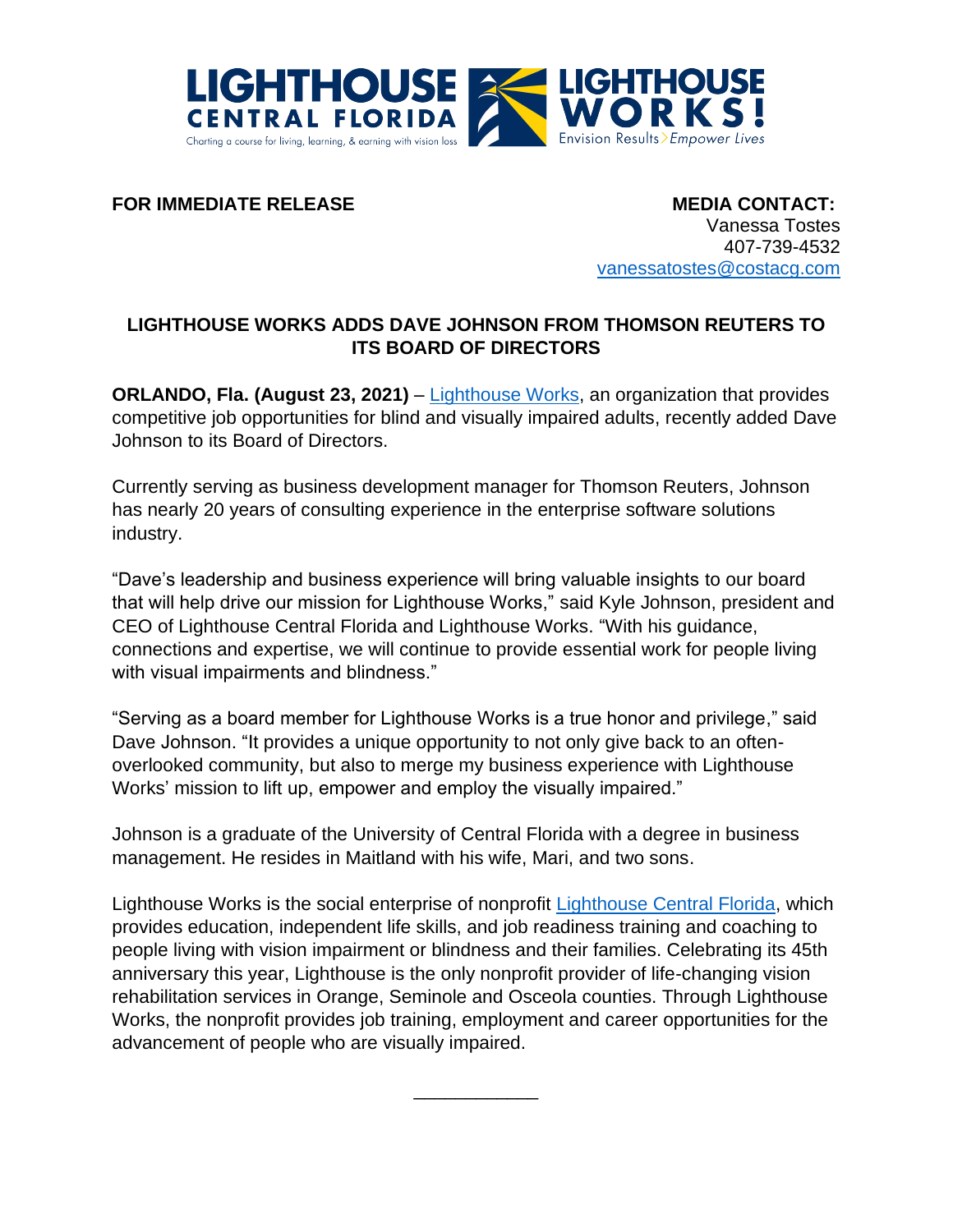**FOR IMMEDIATE RELEASE**

**MEDIA CONTACT:**
Vanessa Tostes
407-739-4532
vanessatostes@costacg.com

## LIGHTHOUSE WORKS ADDS DAVE JOHNSON FROM THOMSON REUTERS TO ITS BOARD OF DIRECTORS

**ORLANDO, Fla. (August 23, 2021)** – Lighthouse Works, an organization that provides competitive job opportunities for blind and visually impaired adults, recently added Dave Johnson to its Board of Directors.

Currently serving as business development manager for Thomson Reuters, Johnson has nearly 20 years of consulting experience in the enterprise software solutions industry.

"Dave's leadership and business experience will bring valuable insights to our board that will help drive our mission for Lighthouse Works," said Kyle Johnson, president and CEO of Lighthouse Central Florida and Lighthouse Works. "With his guidance, connections and expertise, we will continue to provide essential work for people living with visual impairments and blindness."

"Serving as a board member for Lighthouse Works is a true honor and privilege," said Dave Johnson. "It provides a unique opportunity to not only give back to an often-overlooked community, but also to merge my business experience with Lighthouse Works' mission to lift up, empower and employ the visually impaired."

Johnson is a graduate of the University of Central Florida with a degree in business management. He resides in Maitland with his wife, Mari, and two sons.

Lighthouse Works is the social enterprise of nonprofit Lighthouse Central Florida, which provides education, independent life skills, and job readiness training and coaching to people living with vision impairment or blindness and their families. Celebrating its 45th anniversary this year, Lighthouse is the only nonprofit provider of life-changing vision rehabilitation services in Orange, Seminole and Osceola counties. Through Lighthouse Works, the nonprofit provides job training, employment and career opportunities for the advancement of people who are visually impaired.

\_\_\_\_\_\_\_\_\_\_\_\_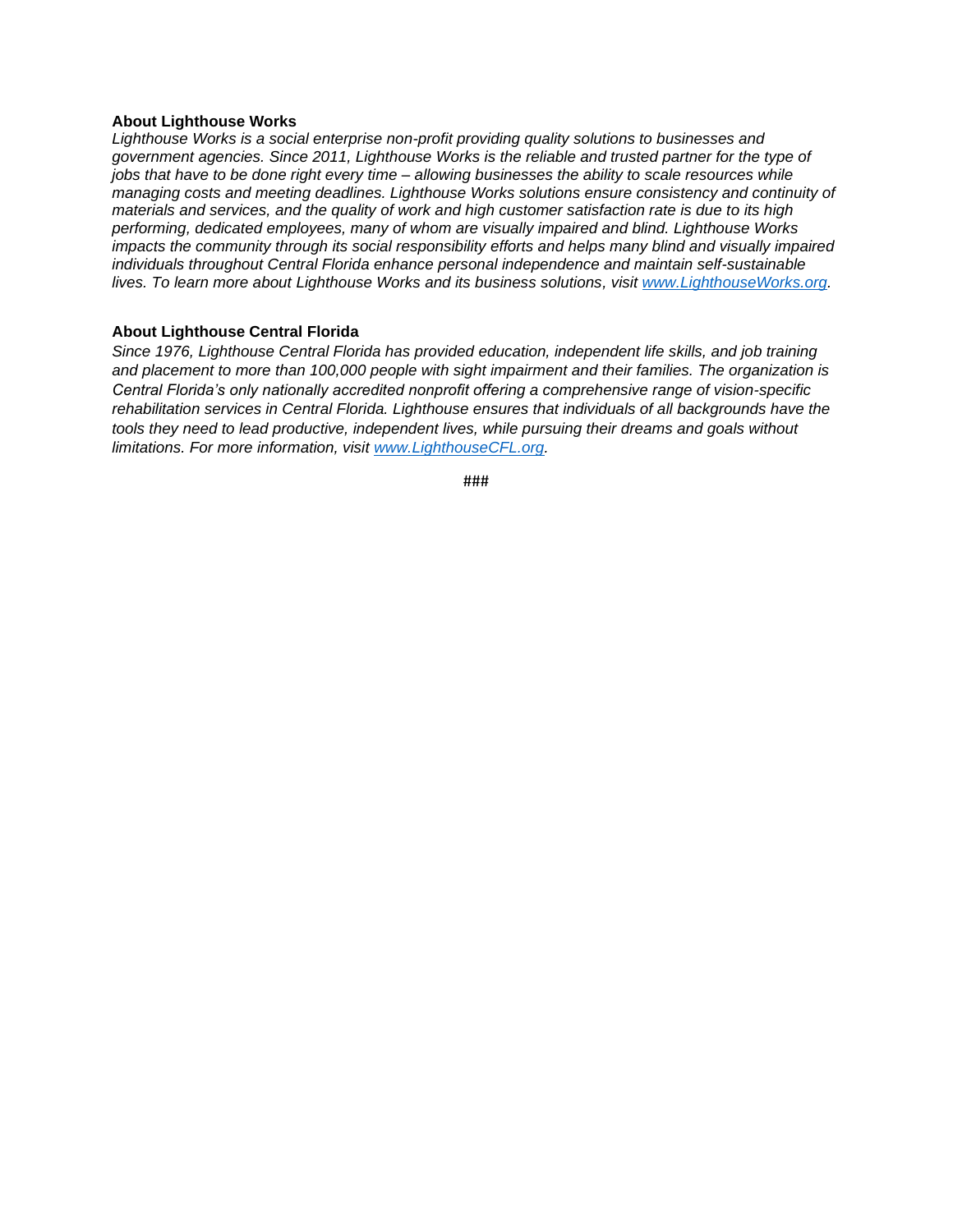**About Lighthouse Works**

*Lighthouse Works is a social enterprise non-profit providing quality solutions to businesses and government agencies. Since 2011, Lighthouse Works is the reliable and trusted partner for the type of jobs that have to be done right every time – allowing businesses the ability to scale resources while managing costs and meeting deadlines. Lighthouse Works solutions ensure consistency and continuity of materials and services, and the quality of work and high customer satisfaction rate is due to its high performing, dedicated employees, many of whom are visually impaired and blind. Lighthouse Works impacts the community through its social responsibility efforts and helps many blind and visually impaired individuals throughout Central Florida enhance personal independence and maintain self-sustainable lives. To learn more about Lighthouse Works and its business solutions, visit [www.LighthouseWorks.org](http://www.LighthouseWorks.org).*

**About Lighthouse Central Florida**

*Since 1976, Lighthouse Central Florida has provided education, independent life skills, and job training and placement to more than 100,000 people with sight impairment and their families. The organization is Central Florida's only nationally accredited nonprofit offering a comprehensive range of vision-specific rehabilitation services in Central Florida. Lighthouse ensures that individuals of all backgrounds have the tools they need to lead productive, independent lives, while pursuing their dreams and goals without limitations. For more information, visit [www.LighthouseCFL.org](http://www.LighthouseCFL.org).*

###